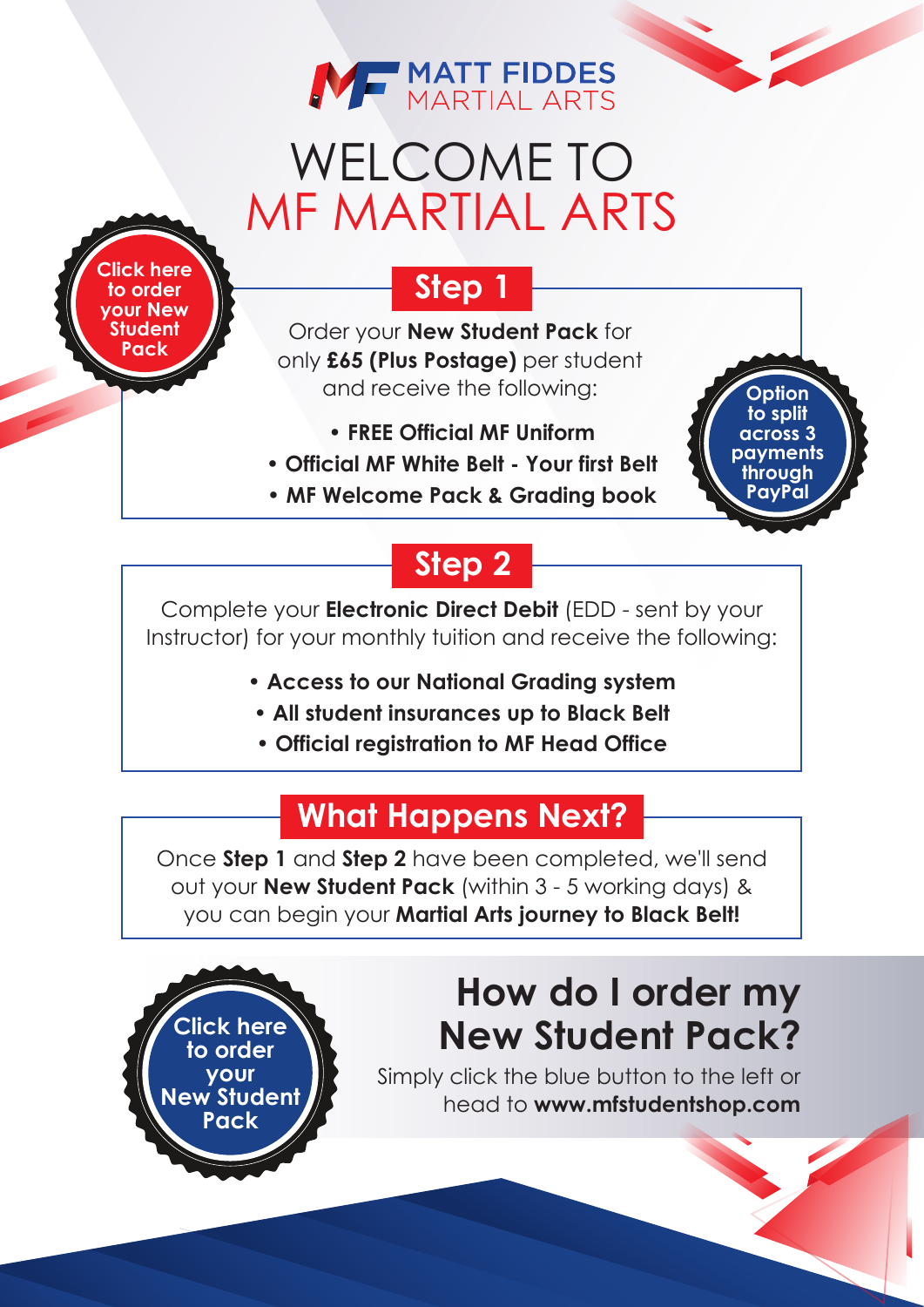MATT FIDDES MARTIAL ARTS

# WELCOME TO MF MARTIAL ARTS

Click here to order your New Student Pack

## Step 1

Order your **New Student Pack** for only **£65 (Plus Postage)** per student and receive the following:

- **FREE Official MF Uniform**
- **Official MF White Belt - Your first Belt**
- **MF Welcome Pack & Grading book**

Option to split across 3 payments through PayPal

## Step 2

Complete your **Electronic Direct Debit** (EDD - sent by your Instructor) for your monthly tuition and receive the following:

- **Access to our National Grading system**
- **All student insurances up to Black Belt**
- **Official registration to MF Head Office**

## What Happens Next?

Once **Step 1** and **Step 2** have been completed, we'll send out your **New Student Pack** (within 3 - 5 working days) & you can begin your **Martial Arts journey to Black Belt!**

Click here to order your New Student Pack

## How do I order my New Student Pack?

Simply click the blue button to the left or head to **www.mfstudentshop.com**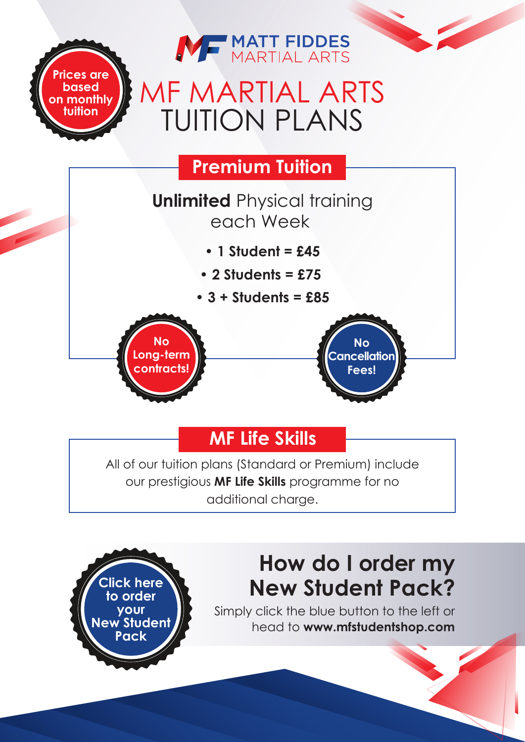MATT FIDDES
MARTIAL ARTS

Prices are based on monthly tuition

# MF MARTIAL ARTS TUITION PLANS

## Premium Tuition

**Unlimited** Physical training each Week

- **1 Student = £45**
- **2 Students = £75**
- **3 + Students = £85**

No Long-term contracts!

No Cancellation Fees!

## MF Life Skills

All of our tuition plans (Standard or Premium) include our prestigious **MF Life Skills** programme for no additional charge.

Click here to order your New Student Pack

## How do I order my New Student Pack?

Simply click the blue button to the left or head to **www.mfstudentshop.com**